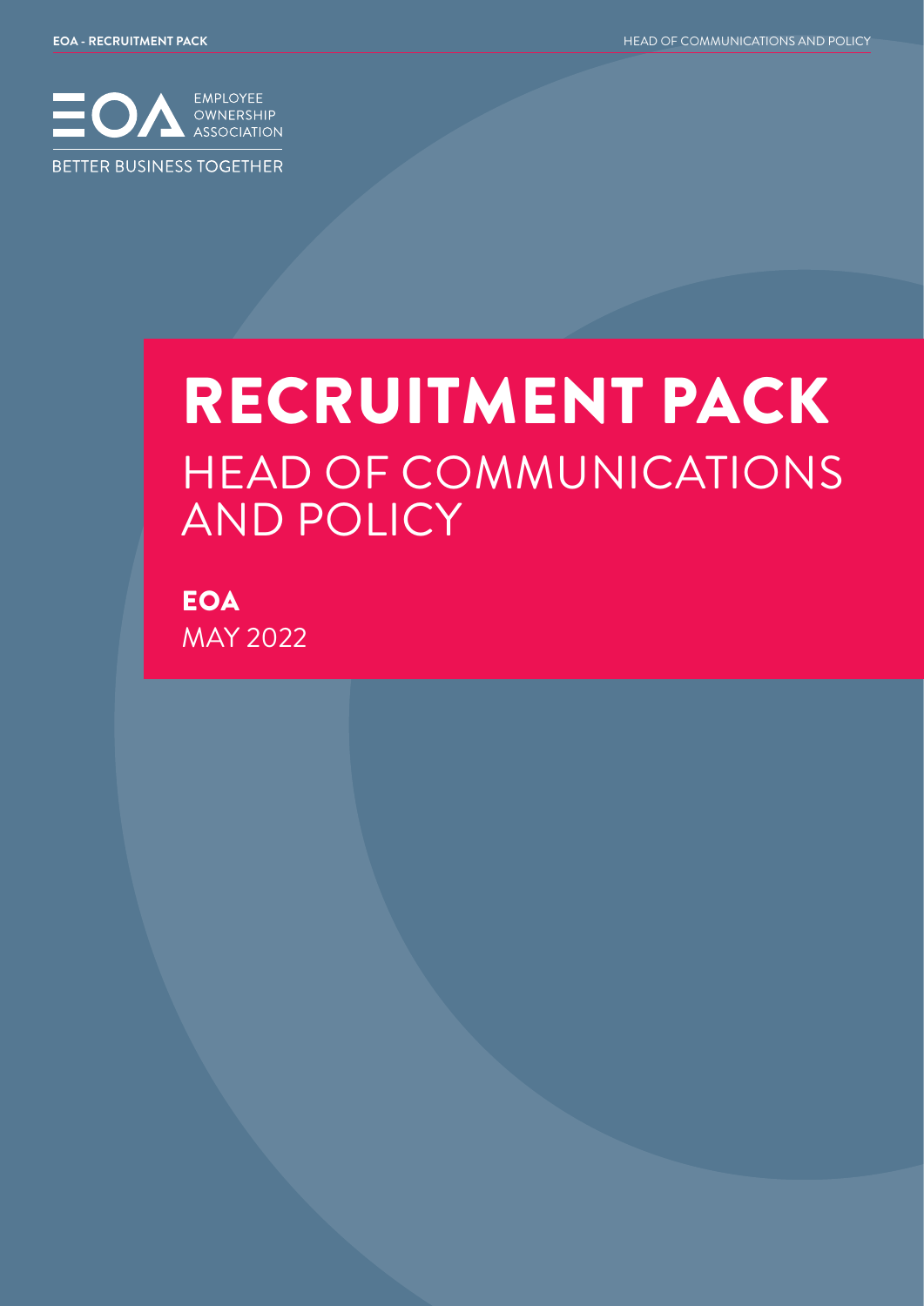EMPLOYEE OWNERSHIP ASSOCIATION

BETTER BUSINESS TOGETHER

# RECRUITMENT PACK

## HEAD OF COMMUNICATIONS AND POLICY

**EOA**

MAY 2022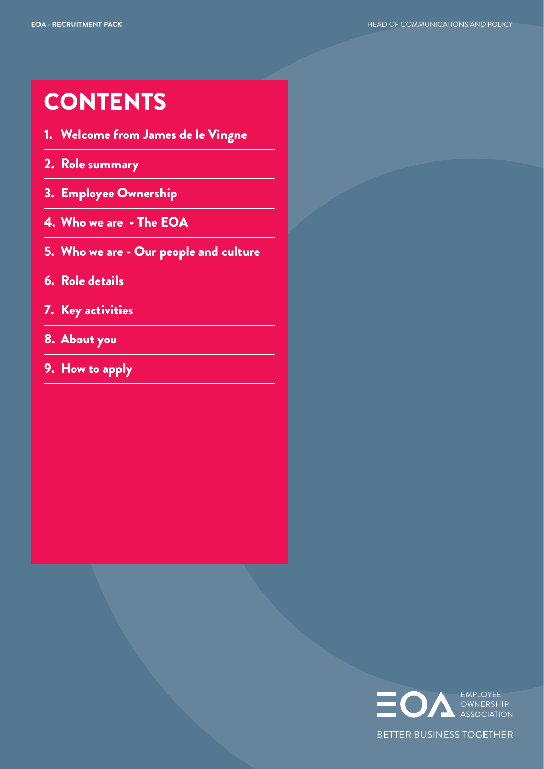# CONTENTS

1. Welcome from James de le Vingne
2. Role summary
3. Employee Ownership
4. Who we are - The EOA
5. Who we are - Our people and culture
6. Role details
7. Key activities
8. About you
9. How to apply

EMPLOYEE OWNERSHIP ASSOCIATION

BETTER BUSINESS TOGETHER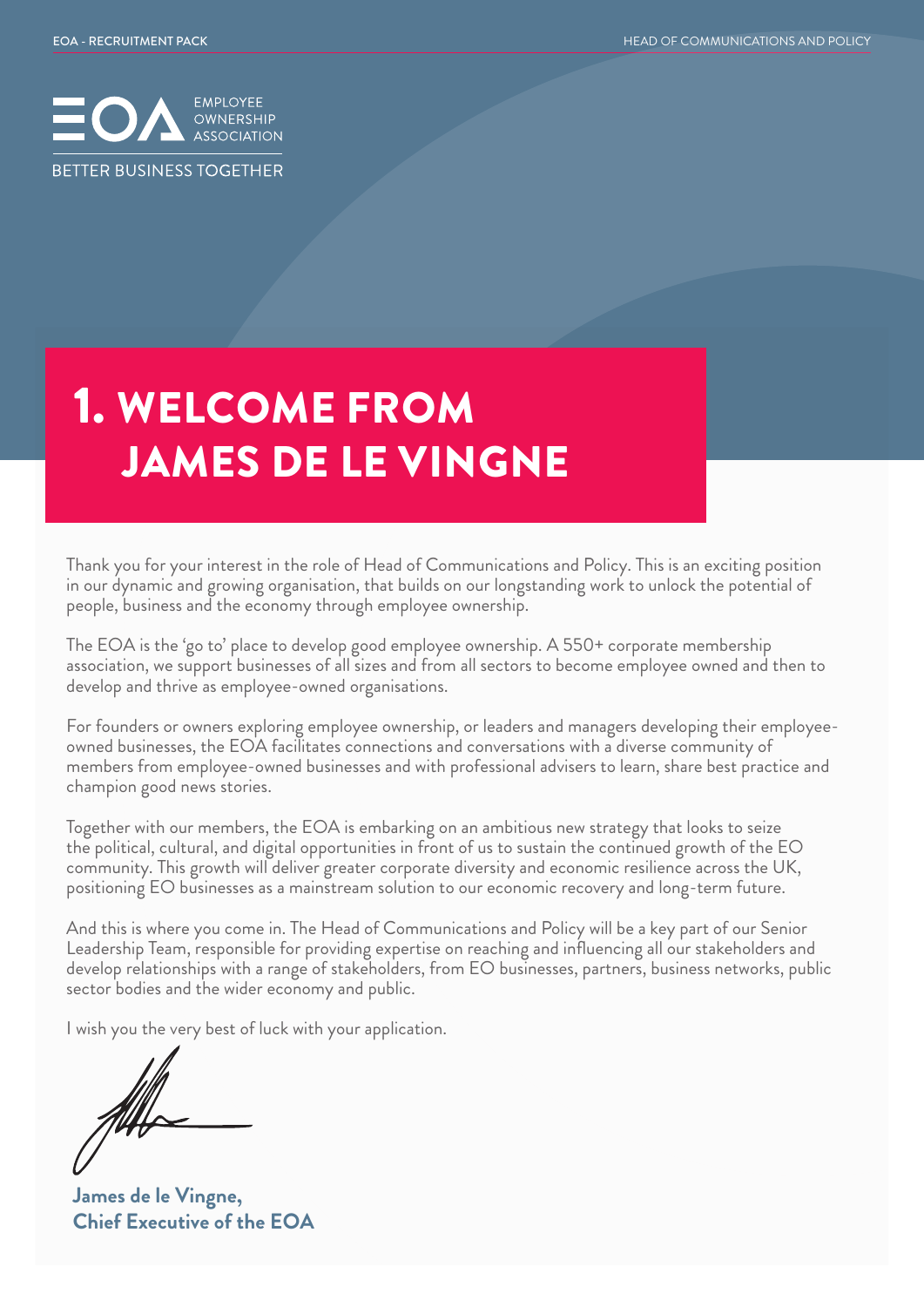# 1. WELCOME FROM JAMES DE LE VINGNE

Thank you for your interest in the role of Head of Communications and Policy. This is an exciting position in our dynamic and growing organisation, that builds on our longstanding work to unlock the potential of people, business and the economy through employee ownership.

The EOA is the 'go to' place to develop good employee ownership. A 550+ corporate membership association, we support businesses of all sizes and from all sectors to become employee owned and then to develop and thrive as employee-owned organisations.

For founders or owners exploring employee ownership, or leaders and managers developing their employee-owned businesses, the EOA facilitates connections and conversations with a diverse community of members from employee-owned businesses and with professional advisers to learn, share best practice and champion good news stories.

Together with our members, the EOA is embarking on an ambitious new strategy that looks to seize the political, cultural, and digital opportunities in front of us to sustain the continued growth of the EO community. This growth will deliver greater corporate diversity and economic resilience across the UK, positioning EO businesses as a mainstream solution to our economic recovery and long-term future.

And this is where you come in. The Head of Communications and Policy will be a key part of our Senior Leadership Team, responsible for providing expertise on reaching and influencing all our stakeholders and develop relationships with a range of stakeholders, from EO businesses, partners, business networks, public sector bodies and the wider economy and public.

I wish you the very best of luck with your application.

**James de le Vingne,**
**Chief Executive of the EOA**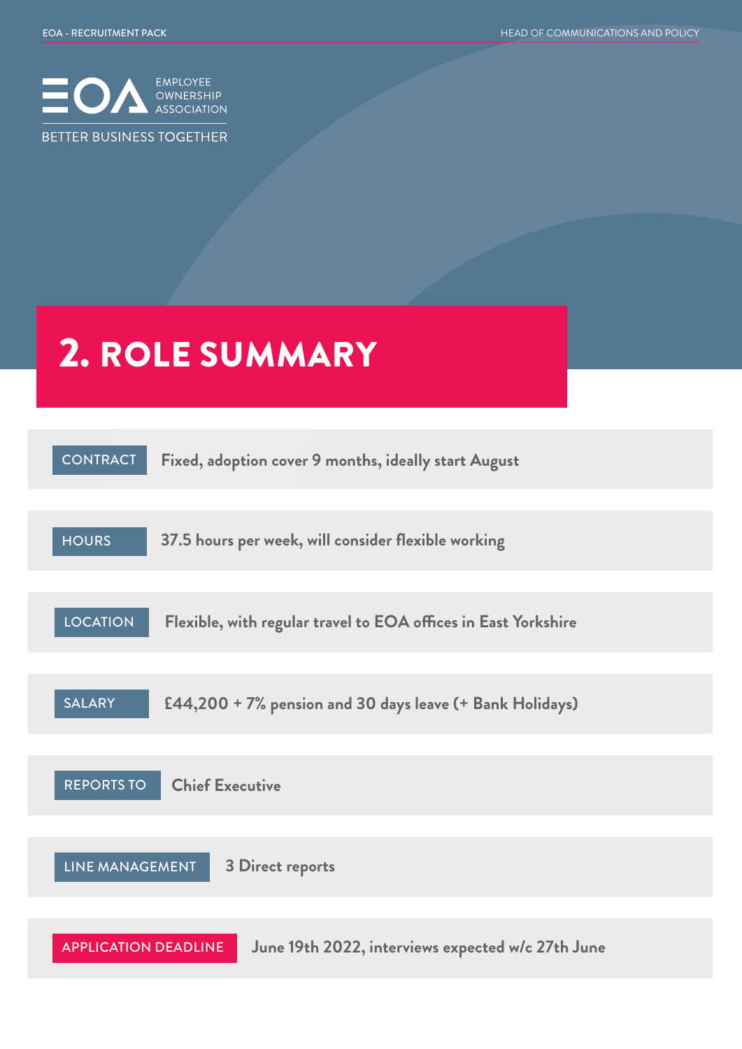# 2. ROLE SUMMARY

| | |
|---|---|
| CONTRACT | Fixed, adoption cover 9 months, ideally start August |
| HOURS | 37.5 hours per week, will consider flexible working |
| LOCATION | Flexible, with regular travel to EOA offices in East Yorkshire |
| SALARY | £44,200 + 7% pension and 30 days leave (+ Bank Holidays) |
| REPORTS TO | Chief Executive |
| LINE MANAGEMENT | 3 Direct reports |
| APPLICATION DEADLINE | June 19th 2022, interviews expected w/c 27th June |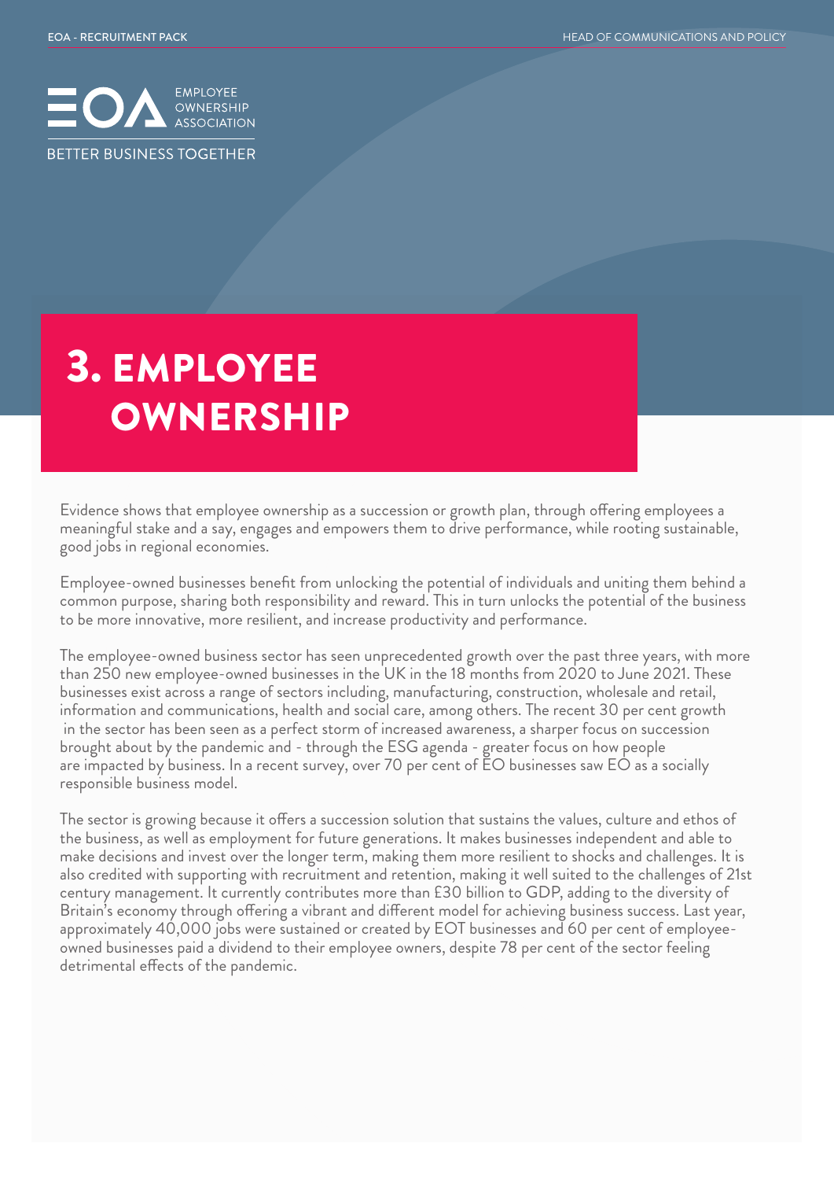# 3. EMPLOYEE OWNERSHIP

Evidence shows that employee ownership as a succession or growth plan, through offering employees a meaningful stake and a say, engages and empowers them to drive performance, while rooting sustainable, good jobs in regional economies.

Employee-owned businesses benefit from unlocking the potential of individuals and uniting them behind a common purpose, sharing both responsibility and reward. This in turn unlocks the potential of the business to be more innovative, more resilient, and increase productivity and performance.

The employee-owned business sector has seen unprecedented growth over the past three years, with more than 250 new employee-owned businesses in the UK in the 18 months from 2020 to June 2021. These businesses exist across a range of sectors including, manufacturing, construction, wholesale and retail, information and communications, health and social care, among others. The recent 30 per cent growth in the sector has been seen as a perfect storm of increased awareness, a sharper focus on succession brought about by the pandemic and - through the ESG agenda - greater focus on how people are impacted by business. In a recent survey, over 70 per cent of EO businesses saw EO as a socially responsible business model.

The sector is growing because it offers a succession solution that sustains the values, culture and ethos of the business, as well as employment for future generations. It makes businesses independent and able to make decisions and invest over the longer term, making them more resilient to shocks and challenges. It is also credited with supporting with recruitment and retention, making it well suited to the challenges of 21st century management. It currently contributes more than £30 billion to GDP, adding to the diversity of Britain's economy through offering a vibrant and different model for achieving business success. Last year, approximately 40,000 jobs were sustained or created by EOT businesses and 60 per cent of employee-owned businesses paid a dividend to their employee owners, despite 78 per cent of the sector feeling detrimental effects of the pandemic.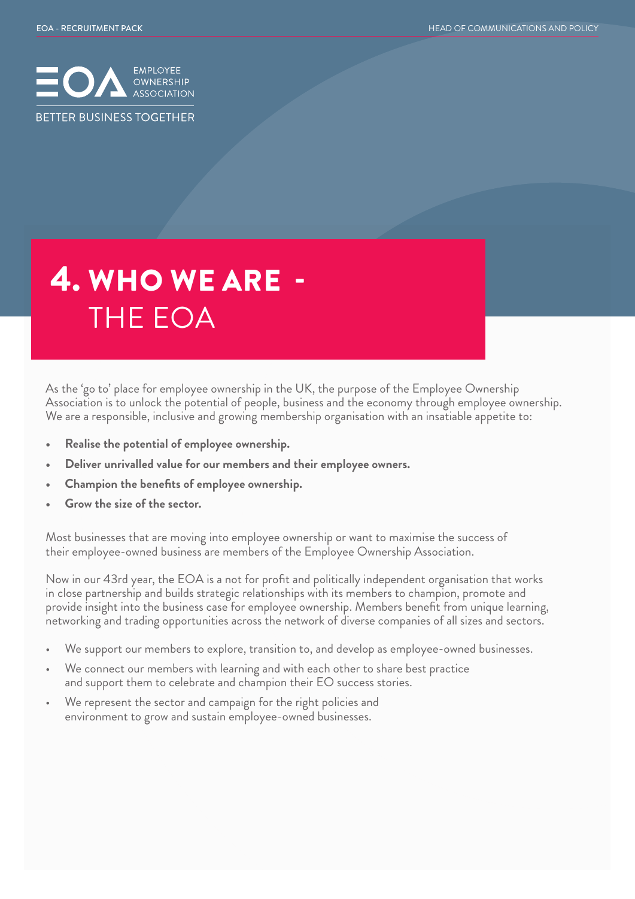EMPLOYEE OWNERSHIP ASSOCIATION

BETTER BUSINESS TOGETHER

# 4. WHO WE ARE - THE EOA

As the 'go to' place for employee ownership in the UK, the purpose of the Employee Ownership Association is to unlock the potential of people, business and the economy through employee ownership. We are a responsible, inclusive and growing membership organisation with an insatiable appetite to:

- **Realise the potential of employee ownership.**
- **Deliver unrivalled value for our members and their employee owners.**
- **Champion the benefits of employee ownership.**
- **Grow the size of the sector.**

Most businesses that are moving into employee ownership or want to maximise the success of their employee-owned business are members of the Employee Ownership Association.

Now in our 43rd year, the EOA is a not for profit and politically independent organisation that works in close partnership and builds strategic relationships with its members to champion, promote and provide insight into the business case for employee ownership. Members benefit from unique learning, networking and trading opportunities across the network of diverse companies of all sizes and sectors.

- We support our members to explore, transition to, and develop as employee-owned businesses.
- We connect our members with learning and with each other to share best practice and support them to celebrate and champion their EO success stories.
- We represent the sector and campaign for the right policies and environment to grow and sustain employee-owned businesses.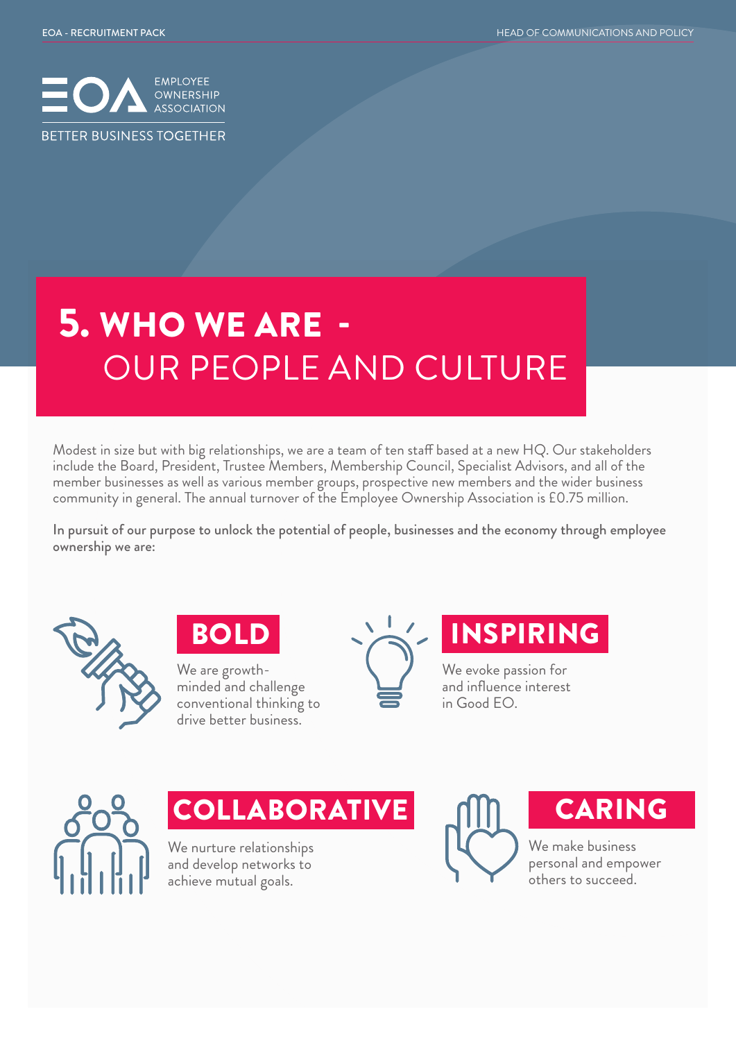# 5. WHO WE ARE - OUR PEOPLE AND CULTURE

Modest in size but with big relationships, we are a team of ten staff based at a new HQ. Our stakeholders include the Board, President, Trustee Members, Membership Council, Specialist Advisors, and all of the member businesses as well as various member groups, prospective new members and the wider business community in general. The annual turnover of the Employee Ownership Association is £0.75 million.

**In pursuit of our purpose to unlock the potential of people, businesses and the economy through employee ownership we are:**

## BOLD

We are growth-minded and challenge conventional thinking to drive better business.

## INSPIRING

We evoke passion for and influence interest in Good EO.

## COLLABORATIVE

We nurture relationships and develop networks to achieve mutual goals.

## CARING

We make business personal and empower others to succeed.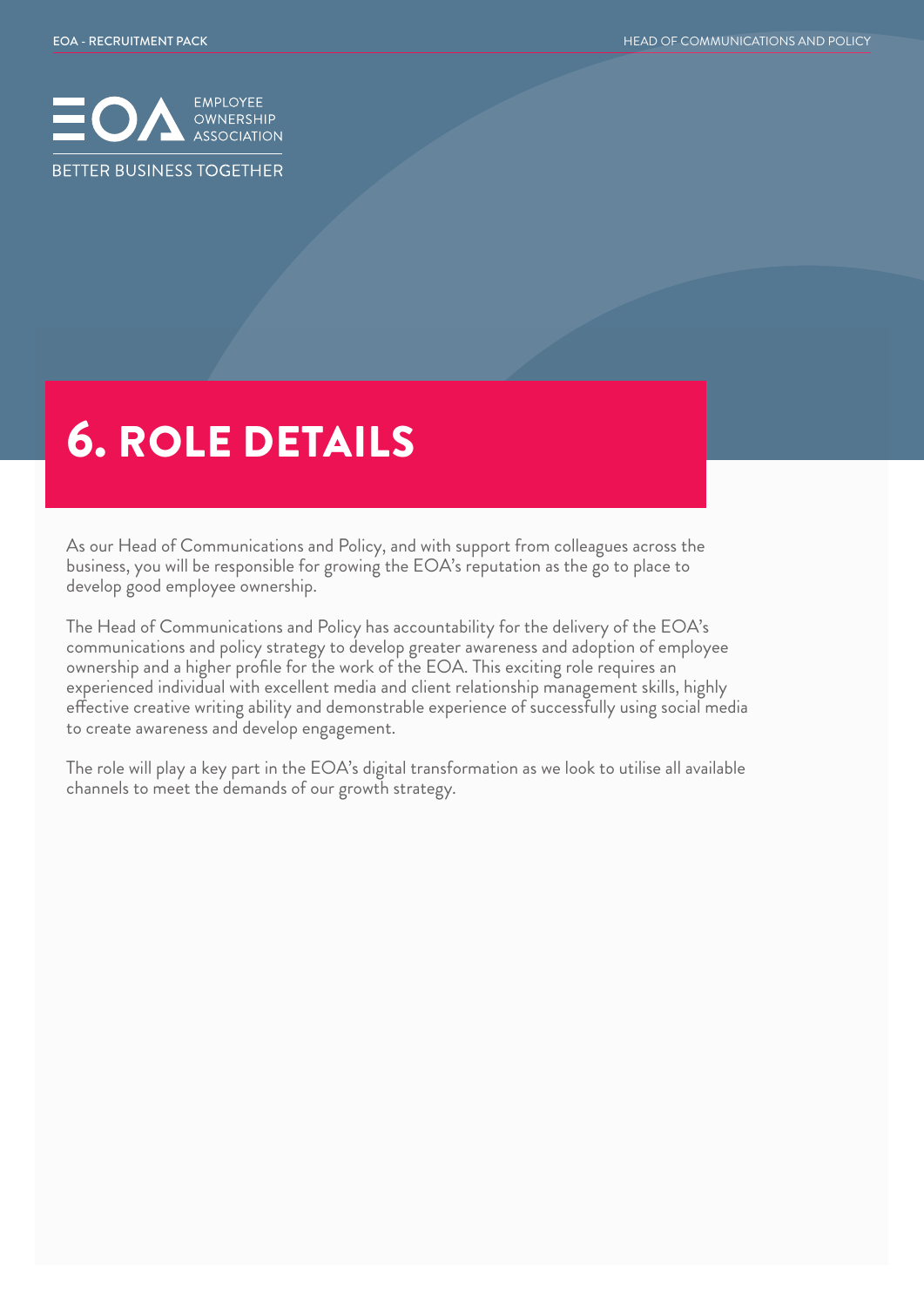# 6. ROLE DETAILS

As our Head of Communications and Policy, and with support from colleagues across the business, you will be responsible for growing the EOA's reputation as the go to place to develop good employee ownership.

The Head of Communications and Policy has accountability for the delivery of the EOA's communications and policy strategy to develop greater awareness and adoption of employee ownership and a higher profile for the work of the EOA. This exciting role requires an experienced individual with excellent media and client relationship management skills, highly effective creative writing ability and demonstrable experience of successfully using social media to create awareness and develop engagement.

The role will play a key part in the EOA's digital transformation as we look to utilise all available channels to meet the demands of our growth strategy.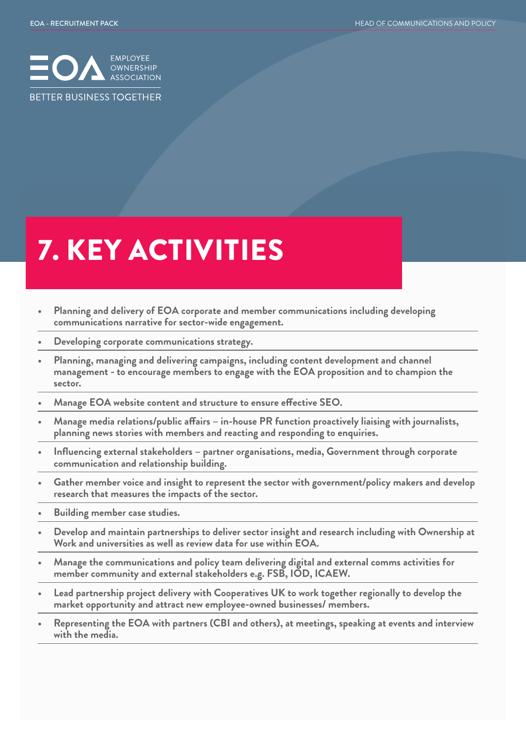# 7. KEY ACTIVITIES

- **Planning and delivery of EOA corporate and member communications including developing communications narrative for sector-wide engagement.**
- **Developing corporate communications strategy.**
- **Planning, managing and delivering campaigns, including content development and channel management - to encourage members to engage with the EOA proposition and to champion the sector.**
- **Manage EOA website content and structure to ensure effective SEO.**
- **Manage media relations/public affairs – in-house PR function proactively liaising with journalists, planning news stories with members and reacting and responding to enquiries.**
- **Influencing external stakeholders – partner organisations, media, Government through corporate communication and relationship building.**
- **Gather member voice and insight to represent the sector with government/policy makers and develop research that measures the impacts of the sector.**
- **Building member case studies.**
- **Develop and maintain partnerships to deliver sector insight and research including with Ownership at Work and universities as well as review data for use within EOA.**
- **Manage the communications and policy team delivering digital and external comms activities for member community and external stakeholders e.g. FSB, IOD, ICAEW.**
- **Lead partnership project delivery with Cooperatives UK to work together regionally to develop the market opportunity and attract new employee-owned businesses/ members.**
- **Representing the EOA with partners (CBI and others), at meetings, speaking at events and interview with the media.**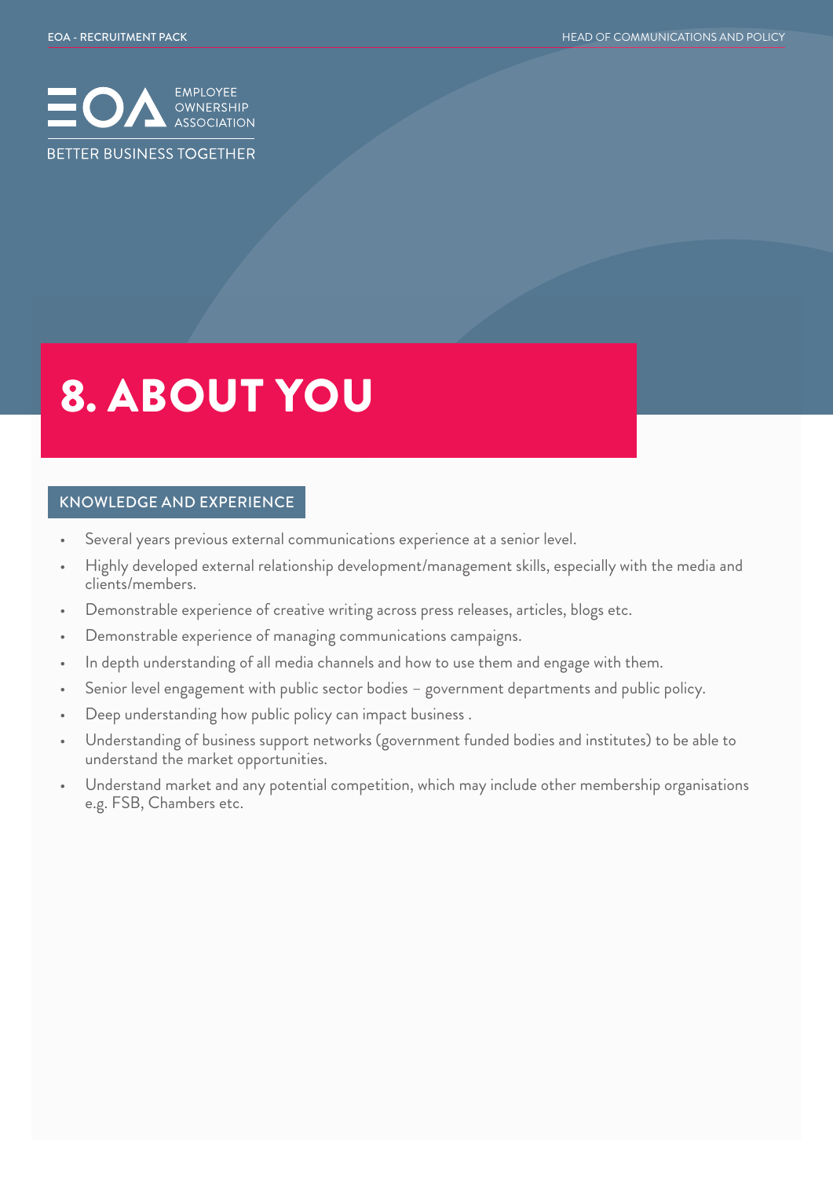# 8. ABOUT YOU

## KNOWLEDGE AND EXPERIENCE

- Several years previous external communications experience at a senior level.
- Highly developed external relationship development/management skills, especially with the media and clients/members.
- Demonstrable experience of creative writing across press releases, articles, blogs etc.
- Demonstrable experience of managing communications campaigns.
- In depth understanding of all media channels and how to use them and engage with them.
- Senior level engagement with public sector bodies – government departments and public policy.
- Deep understanding how public policy can impact business .
- Understanding of business support networks (government funded bodies and institutes) to be able to understand the market opportunities.
- Understand market and any potential competition, which may include other membership organisations e.g. FSB, Chambers etc.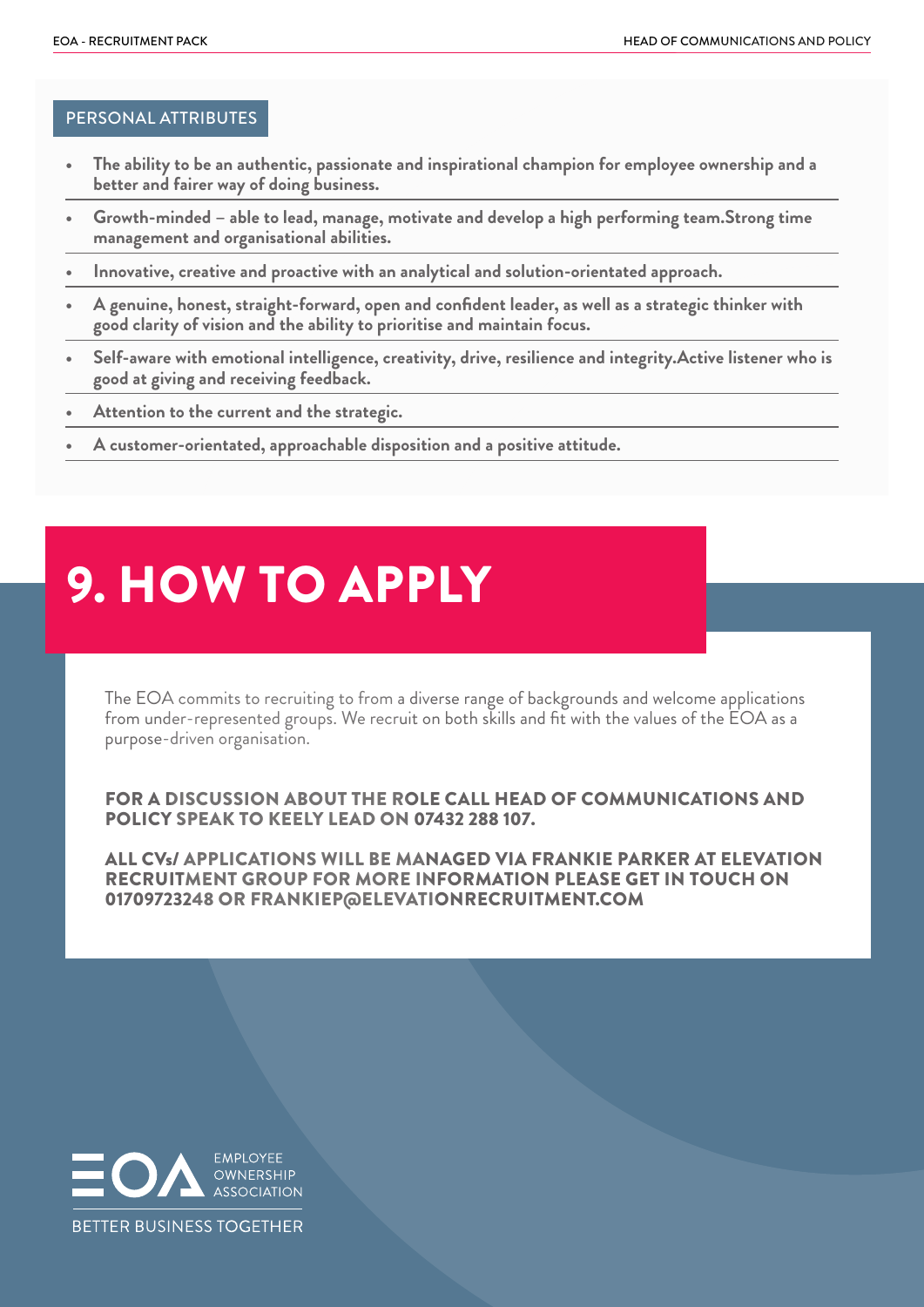PERSONAL ATTRIBUTES

- **The ability to be an authentic, passionate and inspirational champion for employee ownership and a better and fairer way of doing business.**
- **Growth-minded – able to lead, manage, motivate and develop a high performing team.Strong time management and organisational abilities.**
- **Innovative, creative and proactive with an analytical and solution-orientated approach.**
- **A genuine, honest, straight-forward, open and confident leader, as well as a strategic thinker with good clarity of vision and the ability to prioritise and maintain focus.**
- **Self-aware with emotional intelligence, creativity, drive, resilience and integrity.Active listener who is good at giving and receiving feedback.**
- **Attention to the current and the strategic.**
- **A customer-orientated, approachable disposition and a positive attitude.**

# 9. HOW TO APPLY

The EOA commits to recruiting to from a diverse range of backgrounds and welcome applications from under-represented groups. We recruit on both skills and fit with the values of the EOA as a purpose-driven organisation.

**FOR A DISCUSSION ABOUT THE ROLE CALL HEAD OF COMMUNICATIONS AND POLICY SPEAK TO KEELY LEAD ON 07432 288 107.**

**ALL CVs/ APPLICATIONS WILL BE MANAGED VIA FRANKIE PARKER AT ELEVATION RECRUITMENT GROUP FOR MORE INFORMATION PLEASE GET IN TOUCH ON 01709723248 OR FRANKIEP@ELEVATIONRECRUITMENT.COM**

EOA EMPLOYEE OWNERSHIP ASSOCIATION

BETTER BUSINESS TOGETHER